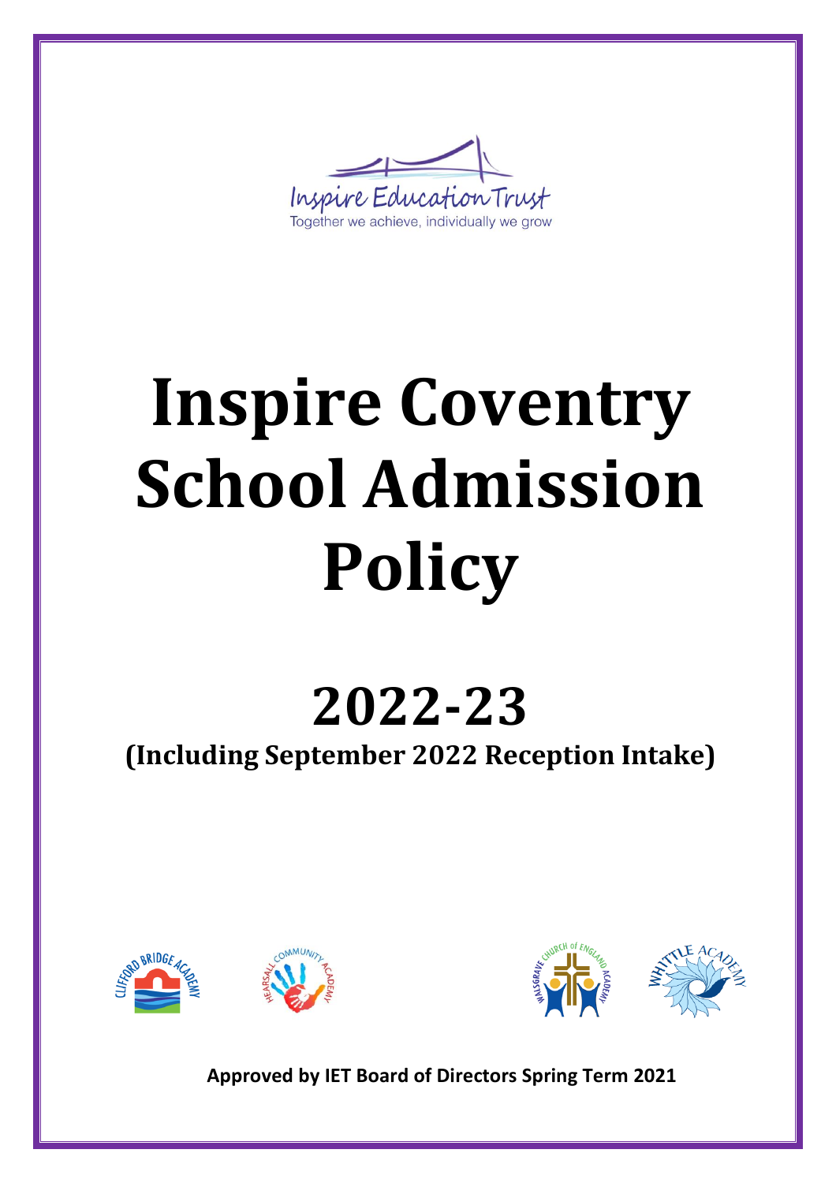Inspire Education Trust

Together we achieve, individually we grow

# Inspire Coventry School Admission Policy

# 2022-23

## (Including September 2022 Reception Intake)

**Approved by IET Board of Directors Spring Term 2021**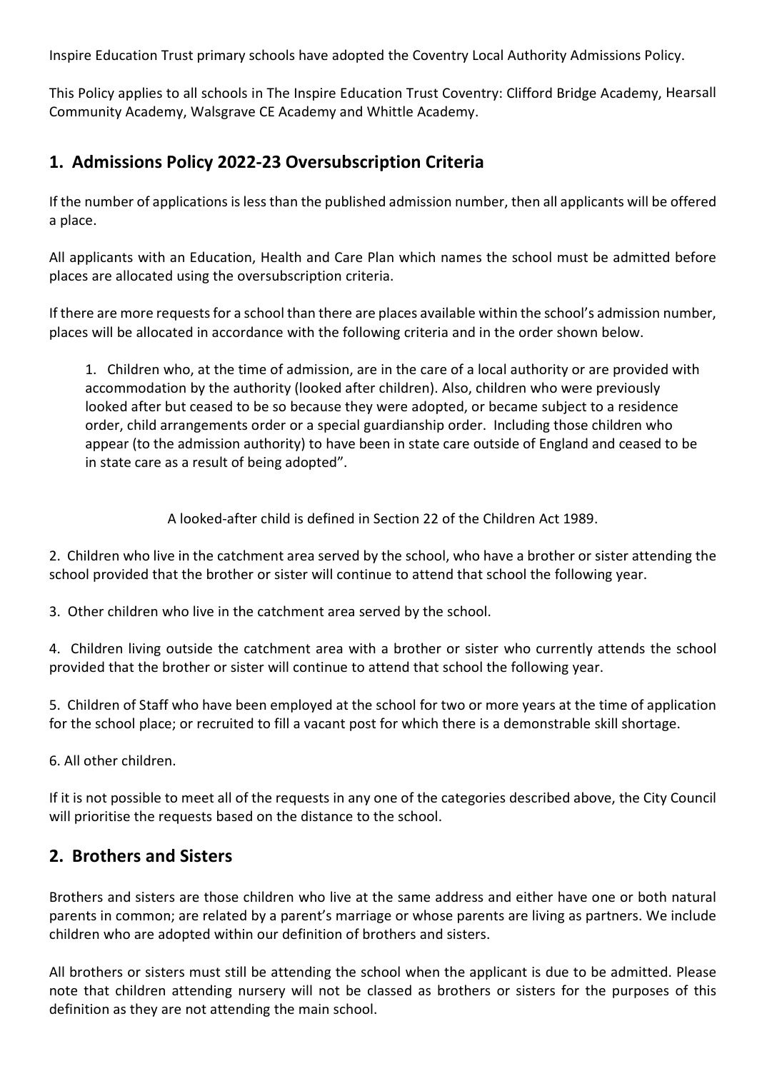Inspire Education Trust primary schools have adopted the Coventry Local Authority Admissions Policy.

This Policy applies to all schools in The Inspire Education Trust Coventry: Clifford Bridge Academy, Hearsall Community Academy, Walsgrave CE Academy and Whittle Academy.

## 1. Admissions Policy 2022-23 Oversubscription Criteria

If the number of applications is less than the published admission number, then all applicants will be offered a place.

All applicants with an Education, Health and Care Plan which names the school must be admitted before places are allocated using the oversubscription criteria.

If there are more requests for a school than there are places available within the school's admission number, places will be allocated in accordance with the following criteria and in the order shown below.

1. Children who, at the time of admission, are in the care of a local authority or are provided with accommodation by the authority (looked after children). Also, children who were previously looked after but ceased to be so because they were adopted, or became subject to a residence order, child arrangements order or a special guardianship order. Including those children who appear (to the admission authority) to have been in state care outside of England and ceased to be in state care as a result of being adopted".

A looked-after child is defined in Section 22 of the Children Act 1989.

2. Children who live in the catchment area served by the school, who have a brother or sister attending the school provided that the brother or sister will continue to attend that school the following year.

3. Other children who live in the catchment area served by the school.

4. Children living outside the catchment area with a brother or sister who currently attends the school provided that the brother or sister will continue to attend that school the following year.

5. Children of Staff who have been employed at the school for two or more years at the time of application for the school place; or recruited to fill a vacant post for which there is a demonstrable skill shortage.

6. All other children.

If it is not possible to meet all of the requests in any one of the categories described above, the City Council will prioritise the requests based on the distance to the school.

## 2. Brothers and Sisters

Brothers and sisters are those children who live at the same address and either have one or both natural parents in common; are related by a parent's marriage or whose parents are living as partners. We include children who are adopted within our definition of brothers and sisters.

All brothers or sisters must still be attending the school when the applicant is due to be admitted. Please note that children attending nursery will not be classed as brothers or sisters for the purposes of this definition as they are not attending the main school.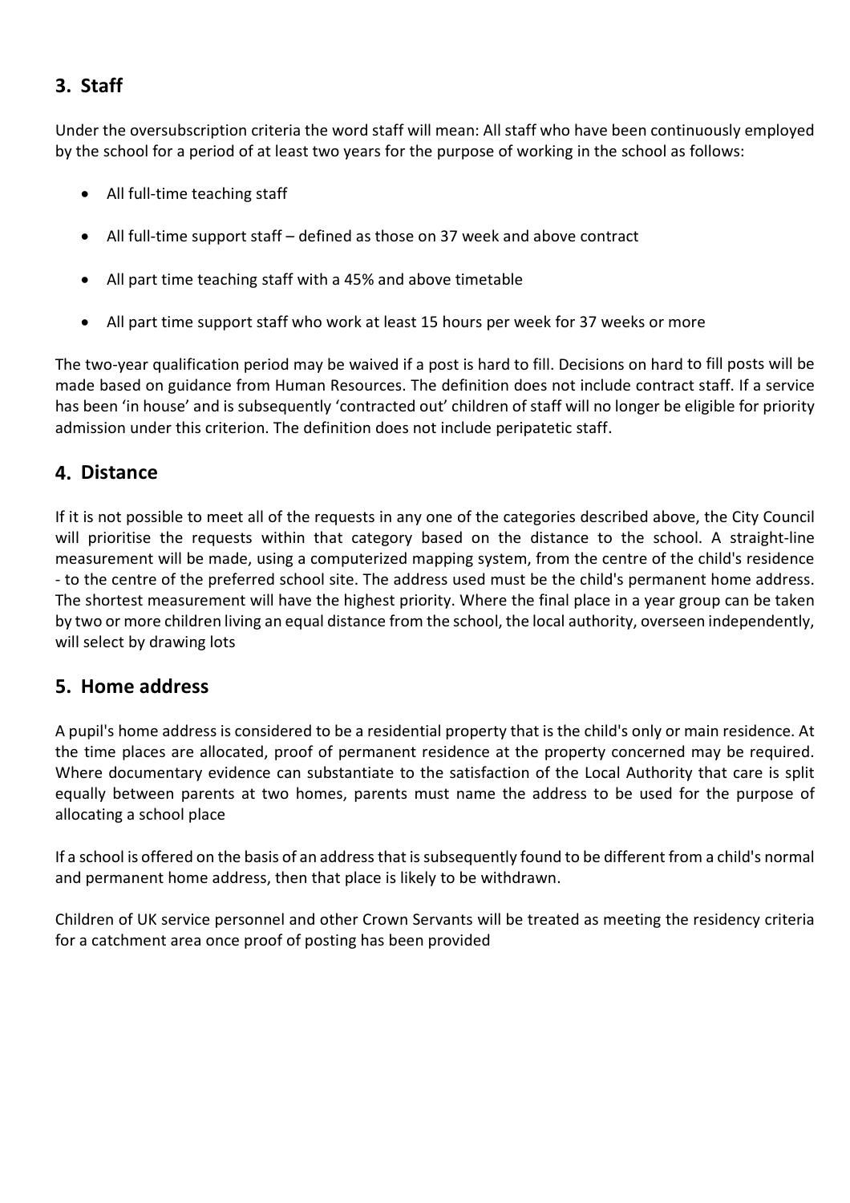## 3. Staff

Under the oversubscription criteria the word staff will mean: All staff who have been continuously employed by the school for a period of at least two years for the purpose of working in the school as follows:

- All full-time teaching staff
- All full-time support staff – defined as those on 37 week and above contract
- All part time teaching staff with a 45% and above timetable
- All part time support staff who work at least 15 hours per week for 37 weeks or more

The two-year qualification period may be waived if a post is hard to fill. Decisions on hard to fill posts will be made based on guidance from Human Resources. The definition does not include contract staff. If a service has been 'in house' and is subsequently 'contracted out' children of staff will no longer be eligible for priority admission under this criterion. The definition does not include peripatetic staff.

## 4. Distance

If it is not possible to meet all of the requests in any one of the categories described above, the City Council will prioritise the requests within that category based on the distance to the school. A straight-line measurement will be made, using a computerized mapping system, from the centre of the child's residence - to the centre of the preferred school site. The address used must be the child's permanent home address. The shortest measurement will have the highest priority. Where the final place in a year group can be taken by two or more children living an equal distance from the school, the local authority, overseen independently, will select by drawing lots

## 5. Home address

A pupil's home address is considered to be a residential property that is the child's only or main residence. At the time places are allocated, proof of permanent residence at the property concerned may be required. Where documentary evidence can substantiate to the satisfaction of the Local Authority that care is split equally between parents at two homes, parents must name the address to be used for the purpose of allocating a school place

If a school is offered on the basis of an address that is subsequently found to be different from a child's normal and permanent home address, then that place is likely to be withdrawn.

Children of UK service personnel and other Crown Servants will be treated as meeting the residency criteria for a catchment area once proof of posting has been provided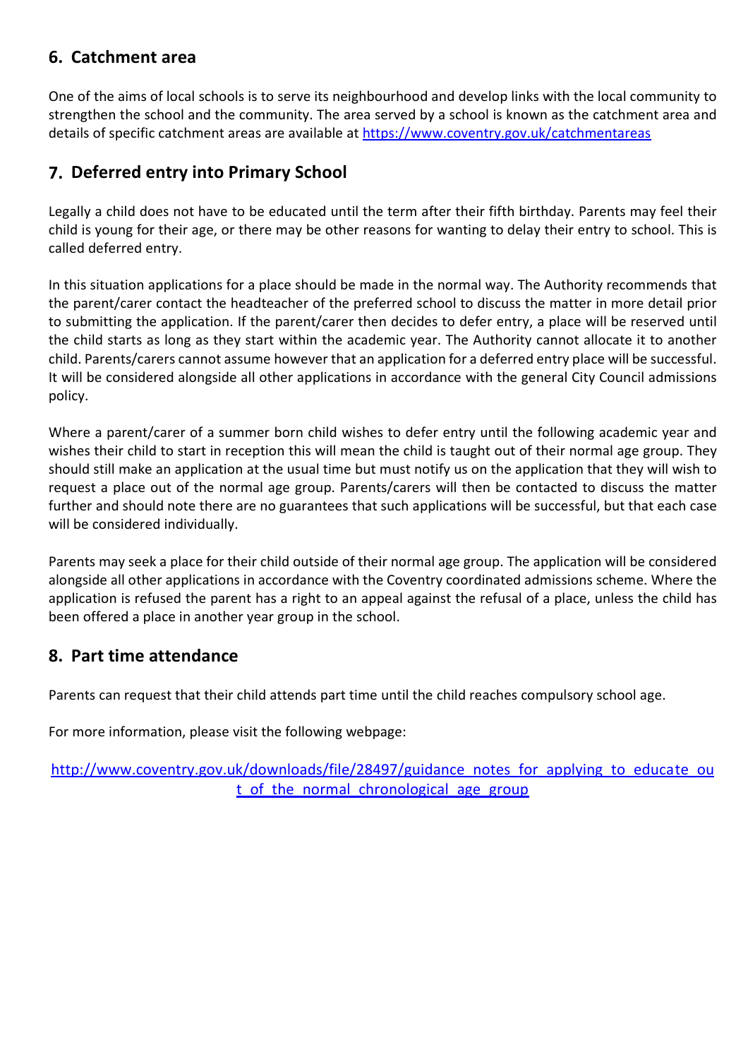## 6. Catchment area

One of the aims of local schools is to serve its neighbourhood and develop links with the local community to strengthen the school and the community. The area served by a school is known as the catchment area and details of specific catchment areas are available at [https://www.coventry.gov.uk/catchmentareas](https://www.coventry.gov.uk/catchmentareas)

## 7. Deferred entry into Primary School

Legally a child does not have to be educated until the term after their fifth birthday. Parents may feel their child is young for their age, or there may be other reasons for wanting to delay their entry to school. This is called deferred entry.

In this situation applications for a place should be made in the normal way. The Authority recommends that the parent/carer contact the headteacher of the preferred school to discuss the matter in more detail prior to submitting the application. If the parent/carer then decides to defer entry, a place will be reserved until the child starts as long as they start within the academic year. The Authority cannot allocate it to another child. Parents/carers cannot assume however that an application for a deferred entry place will be successful. It will be considered alongside all other applications in accordance with the general City Council admissions policy.

Where a parent/carer of a summer born child wishes to defer entry until the following academic year and wishes their child to start in reception this will mean the child is taught out of their normal age group. They should still make an application at the usual time but must notify us on the application that they will wish to request a place out of the normal age group. Parents/carers will then be contacted to discuss the matter further and should note there are no guarantees that such applications will be successful, but that each case will be considered individually.

Parents may seek a place for their child outside of their normal age group. The application will be considered alongside all other applications in accordance with the Coventry coordinated admissions scheme. Where the application is refused the parent has a right to an appeal against the refusal of a place, unless the child has been offered a place in another year group in the school.

## 8. Part time attendance

Parents can request that their child attends part time until the child reaches compulsory school age.

For more information, please visit the following webpage:

[http://www.coventry.gov.uk/downloads/file/28497/guidance_notes_for_applying_to_educate_out_of_the_normal_chronological_age_group](http://www.coventry.gov.uk/downloads/file/28497/guidance_notes_for_applying_to_educate_out_of_the_normal_chronological_age_group)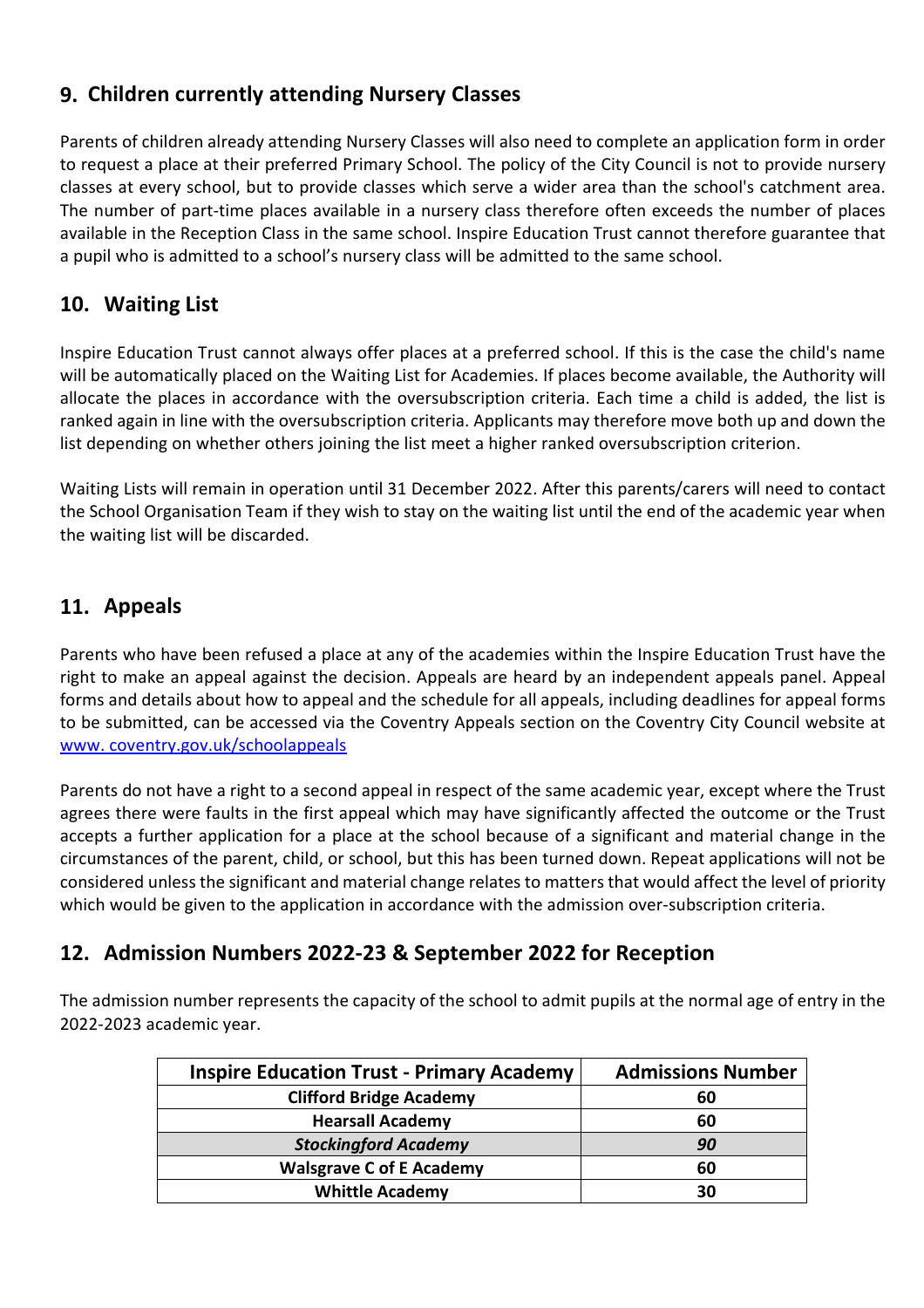## 9. Children currently attending Nursery Classes

Parents of children already attending Nursery Classes will also need to complete an application form in order to request a place at their preferred Primary School. The policy of the City Council is not to provide nursery classes at every school, but to provide classes which serve a wider area than the school's catchment area. The number of part-time places available in a nursery class therefore often exceeds the number of places available in the Reception Class in the same school. Inspire Education Trust cannot therefore guarantee that a pupil who is admitted to a school's nursery class will be admitted to the same school.

## 10. Waiting List

Inspire Education Trust cannot always offer places at a preferred school. If this is the case the child's name will be automatically placed on the Waiting List for Academies. If places become available, the Authority will allocate the places in accordance with the oversubscription criteria. Each time a child is added, the list is ranked again in line with the oversubscription criteria. Applicants may therefore move both up and down the list depending on whether others joining the list meet a higher ranked oversubscription criterion.

Waiting Lists will remain in operation until 31 December 2022. After this parents/carers will need to contact the School Organisation Team if they wish to stay on the waiting list until the end of the academic year when the waiting list will be discarded.

## 11. Appeals

Parents who have been refused a place at any of the academies within the Inspire Education Trust have the right to make an appeal against the decision. Appeals are heard by an independent appeals panel. Appeal forms and details about how to appeal and the schedule for all appeals, including deadlines for appeal forms to be submitted, can be accessed via the Coventry Appeals section on the Coventry City Council website at [www. coventry.gov.uk/schoolappeals](www.coventry.gov.uk/schoolappeals)

Parents do not have a right to a second appeal in respect of the same academic year, except where the Trust agrees there were faults in the first appeal which may have significantly affected the outcome or the Trust accepts a further application for a place at the school because of a significant and material change in the circumstances of the parent, child, or school, but this has been turned down. Repeat applications will not be considered unless the significant and material change relates to matters that would affect the level of priority which would be given to the application in accordance with the admission over-subscription criteria.

## 12. Admission Numbers 2022-23 & September 2022 for Reception

The admission number represents the capacity of the school to admit pupils at the normal age of entry in the 2022-2023 academic year.

| Inspire Education Trust - Primary Academy | Admissions Number |
|---|---|
| **Clifford Bridge Academy** | **60** |
| **Hearsall Academy** | **60** |
| ***Stockingford Academy*** | ***90*** |
| **Walsgrave C of E Academy** | **60** |
| **Whittle Academy** | **30** |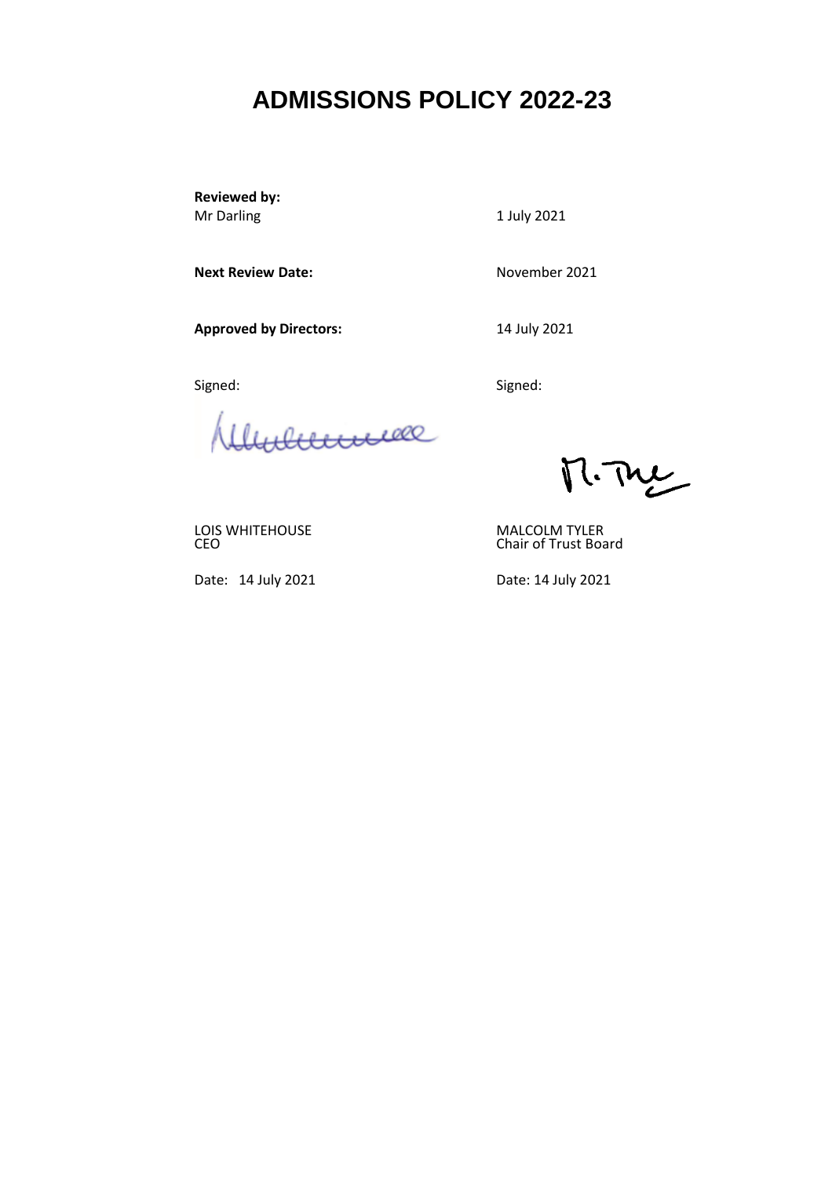# ADMISSIONS POLICY 2022-23

**Reviewed by:**
Mr Darling 1 July 2021

**Next Review Date:** November 2021

**Approved by Directors:** 14 July 2021

Signed: Signed:

LOIS WHITEHOUSE
CEO

Date: 14 July 2021

MALCOLM TYLER
Chair of Trust Board

Date: 14 July 2021